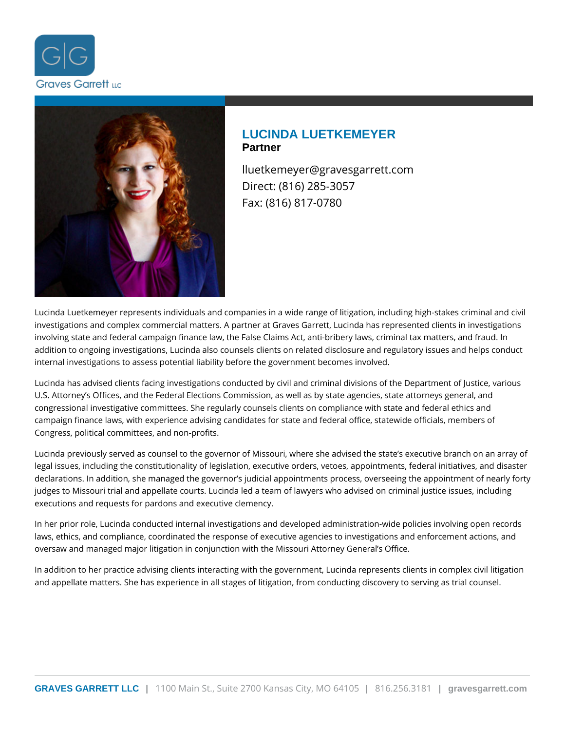Graves Garrett LLC

# LUCINDA LUETKEMEYER

**Partner**

lluetkemeyer@gravesgarrett.com
Direct: (816) 285-3057
Fax: (816) 817-0780

Lucinda Luetkemeyer represents individuals and companies in a wide range of litigation, including high-stakes criminal and civil investigations and complex commercial matters. A partner at Graves Garrett, Lucinda has represented clients in investigations involving state and federal campaign finance law, the False Claims Act, anti-bribery laws, criminal tax matters, and fraud. In addition to ongoing investigations, Lucinda also counsels clients on related disclosure and regulatory issues and helps conduct internal investigations to assess potential liability before the government becomes involved.

Lucinda has advised clients facing investigations conducted by civil and criminal divisions of the Department of Justice, various U.S. Attorney's Offices, and the Federal Elections Commission, as well as by state agencies, state attorneys general, and congressional investigative committees. She regularly counsels clients on compliance with state and federal ethics and campaign finance laws, with experience advising candidates for state and federal office, statewide officials, members of Congress, political committees, and non-profits.

Lucinda previously served as counsel to the governor of Missouri, where she advised the state's executive branch on an array of legal issues, including the constitutionality of legislation, executive orders, vetoes, appointments, federal initiatives, and disaster declarations. In addition, she managed the governor's judicial appointments process, overseeing the appointment of nearly forty judges to Missouri trial and appellate courts. Lucinda led a team of lawyers who advised on criminal justice issues, including executions and requests for pardons and executive clemency.

In her prior role, Lucinda conducted internal investigations and developed administration-wide policies involving open records laws, ethics, and compliance, coordinated the response of executive agencies to investigations and enforcement actions, and oversaw and managed major litigation in conjunction with the Missouri Attorney General's Office.

In addition to her practice advising clients interacting with the government, Lucinda represents clients in complex civil litigation and appellate matters. She has experience in all stages of litigation, from conducting discovery to serving as trial counsel.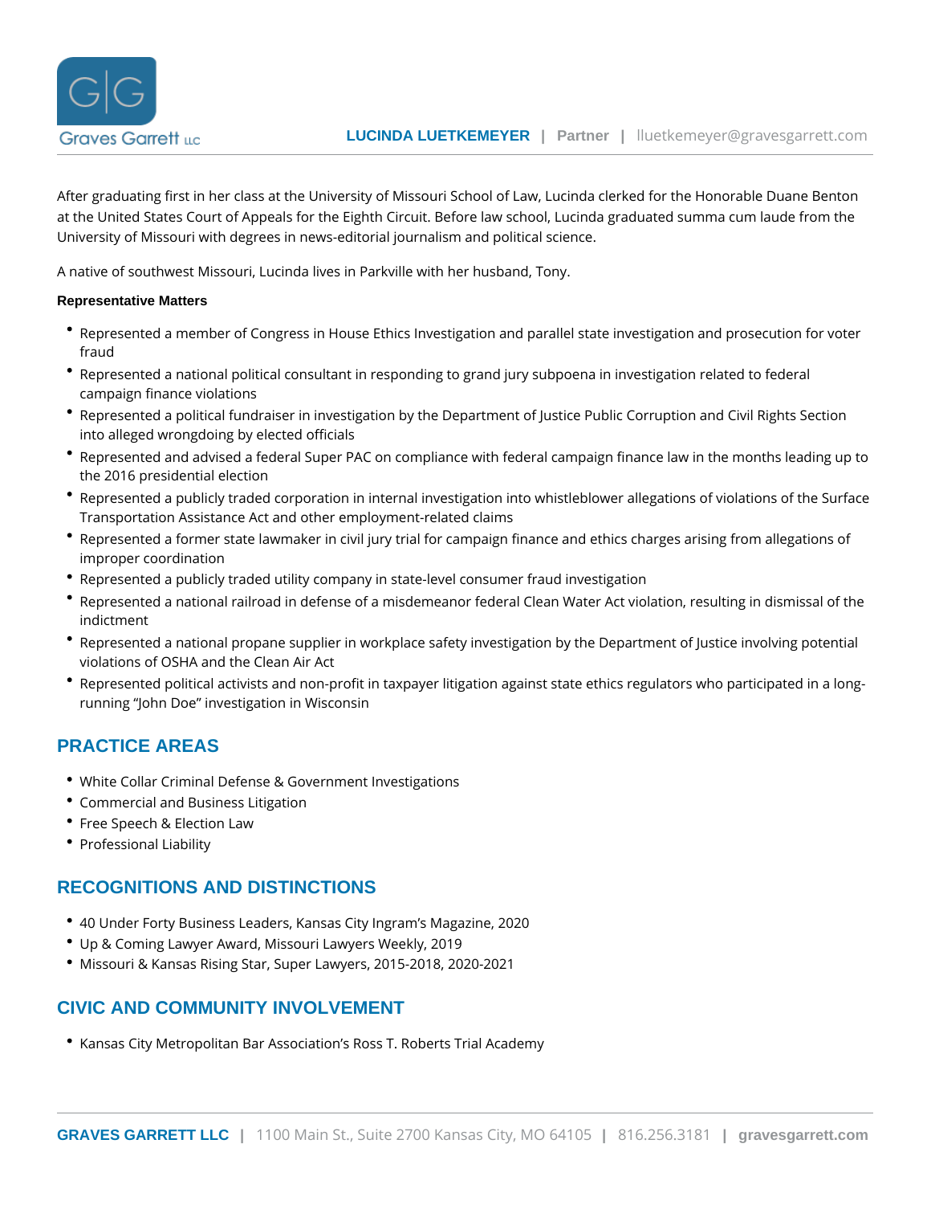After graduating first in her class at the University of Missouri School of Law, Lucinda clerked for the Honorable Duane Benton at the United States Court of Appeals for the Eighth Circuit. Before law school, Lucinda graduated summa cum laude from the University of Missouri with degrees in news-editorial journalism and political science.

A native of southwest Missouri, Lucinda lives in Parkville with her husband, Tony.

**Representative Matters**

- Represented a member of Congress in House Ethics Investigation and parallel state investigation and prosecution for voter fraud
- Represented a national political consultant in responding to grand jury subpoena in investigation related to federal campaign finance violations
- Represented a political fundraiser in investigation by the Department of Justice Public Corruption and Civil Rights Section into alleged wrongdoing by elected officials
- Represented and advised a federal Super PAC on compliance with federal campaign finance law in the months leading up to the 2016 presidential election
- Represented a publicly traded corporation in internal investigation into whistleblower allegations of violations of the Surface Transportation Assistance Act and other employment-related claims
- Represented a former state lawmaker in civil jury trial for campaign finance and ethics charges arising from allegations of improper coordination
- Represented a publicly traded utility company in state-level consumer fraud investigation
- Represented a national railroad in defense of a misdemeanor federal Clean Water Act violation, resulting in dismissal of the indictment
- Represented a national propane supplier in workplace safety investigation by the Department of Justice involving potential violations of OSHA and the Clean Air Act
- Represented political activists and non-profit in taxpayer litigation against state ethics regulators who participated in a long-running "John Doe" investigation in Wisconsin

## PRACTICE AREAS

- White Collar Criminal Defense & Government Investigations
- Commercial and Business Litigation
- Free Speech & Election Law
- Professional Liability

## RECOGNITIONS AND DISTINCTIONS

- 40 Under Forty Business Leaders, Kansas City Ingram's Magazine, 2020
- Up & Coming Lawyer Award, Missouri Lawyers Weekly, 2019
- Missouri & Kansas Rising Star, Super Lawyers, 2015-2018, 2020-2021

## CIVIC AND COMMUNITY INVOLVEMENT

- Kansas City Metropolitan Bar Association's Ross T. Roberts Trial Academy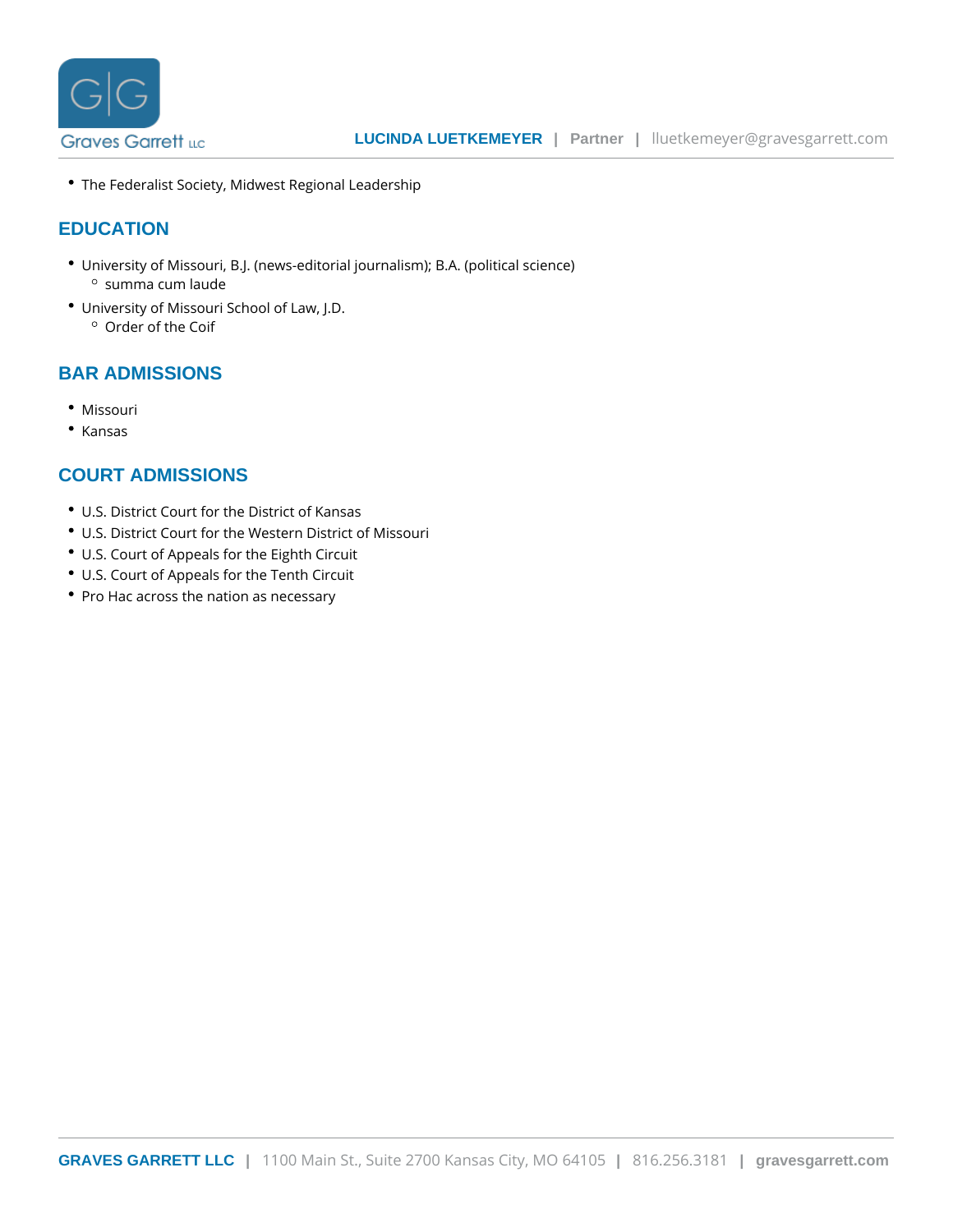- The Federalist Society, Midwest Regional Leadership

## EDUCATION

- University of Missouri, B.J. (news-editorial journalism); B.A. (political science)
  - summa cum laude
- University of Missouri School of Law, J.D.
  - Order of the Coif

## BAR ADMISSIONS

- Missouri
- Kansas

## COURT ADMISSIONS

- U.S. District Court for the District of Kansas
- U.S. District Court for the Western District of Missouri
- U.S. Court of Appeals for the Eighth Circuit
- U.S. Court of Appeals for the Tenth Circuit
- Pro Hac across the nation as necessary